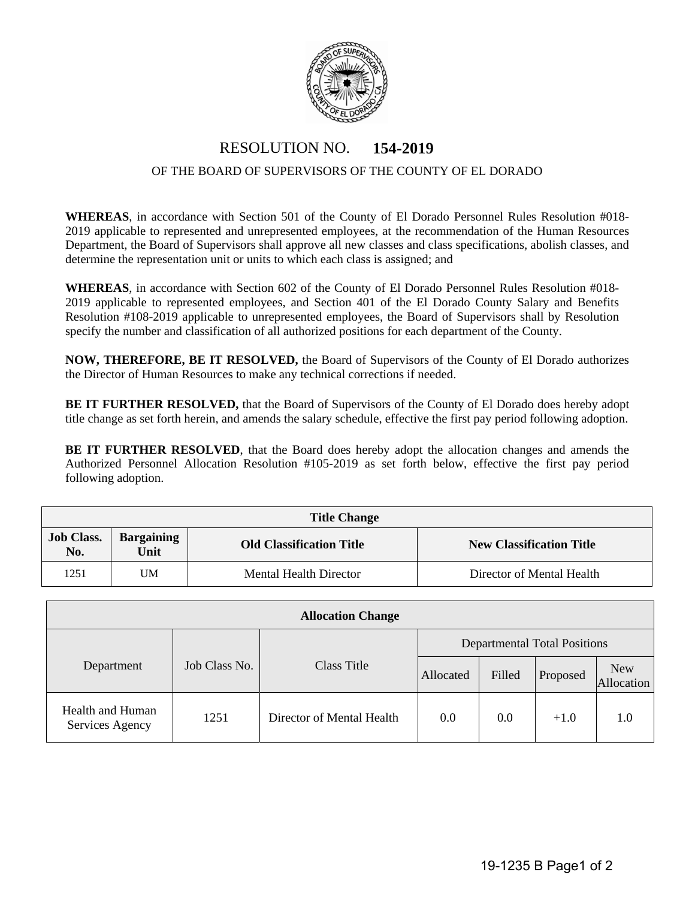# RESOLUTION NO. 154-2019

## OF THE BOARD OF SUPERVISORS OF THE COUNTY OF EL DORADO

**WHEREAS**, in accordance with Section 501 of the County of El Dorado Personnel Rules Resolution #018-2019 applicable to represented and unrepresented employees, at the recommendation of the Human Resources Department, the Board of Supervisors shall approve all new classes and class specifications, abolish classes, and determine the representation unit or units to which each class is assigned; and

**WHEREAS**, in accordance with Section 602 of the County of El Dorado Personnel Rules Resolution #018-2019 applicable to represented employees, and Section 401 of the El Dorado County Salary and Benefits Resolution #108-2019 applicable to unrepresented employees, the Board of Supervisors shall by Resolution specify the number and classification of all authorized positions for each department of the County.

**NOW, THEREFORE, BE IT RESOLVED,** the Board of Supervisors of the County of El Dorado authorizes the Director of Human Resources to make any technical corrections if needed.

**BE IT FURTHER RESOLVED,** that the Board of Supervisors of the County of El Dorado does hereby adopt title change as set forth herein, and amends the salary schedule, effective the first pay period following adoption.

**BE IT FURTHER RESOLVED**, that the Board does hereby adopt the allocation changes and amends the Authorized Personnel Allocation Resolution #105-2019 as set forth below, effective the first pay period following adoption.

| Title Change | | | |
|---|---|---|---|
| **Job Class. No.** | **Bargaining Unit** | **Old Classification Title** | **New Classification Title** |
| 1251 | UM | Mental Health Director | Director of Mental Health |

| Allocation Change | | | | | | |
|---|---|---|---|---|---|---|
| Department | Job Class No. | Class Title | Departmental Total Positions | | | |
| | | | Allocated | Filled | Proposed | New Allocation |
| Health and Human Services Agency | 1251 | Director of Mental Health | 0.0 | 0.0 | +1.0 | 1.0 |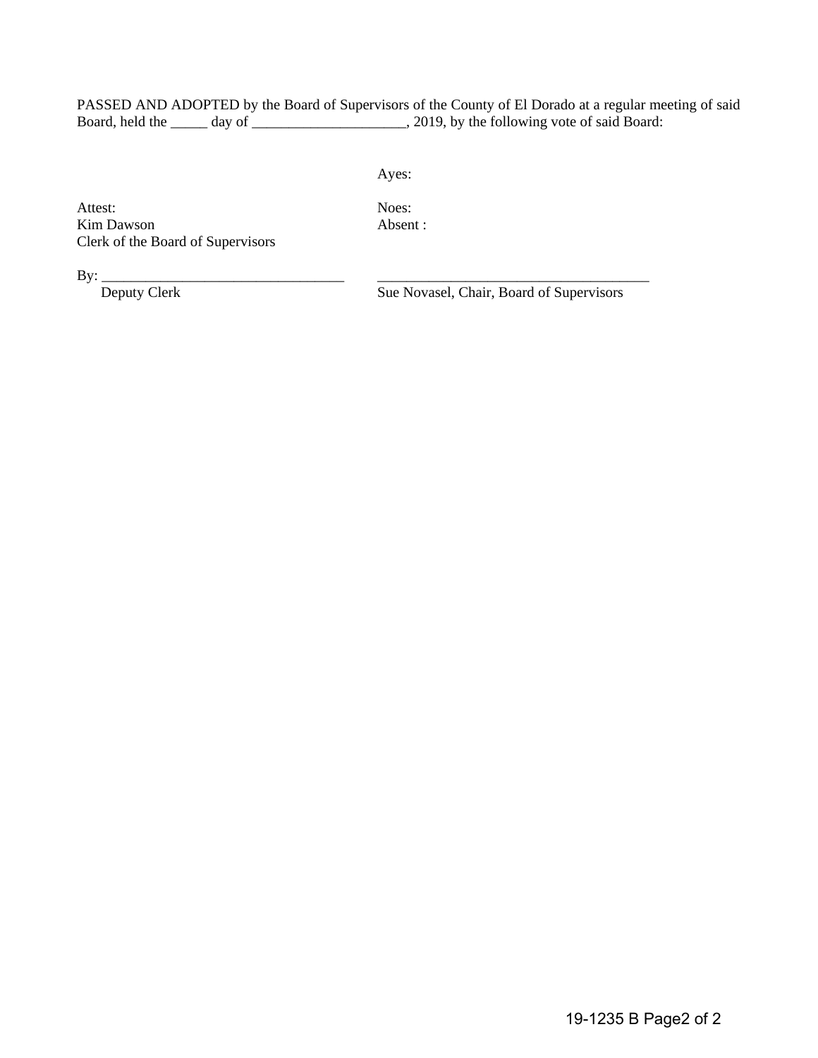PASSED AND ADOPTED by the Board of Supervisors of the County of El Dorado at a regular meeting of said Board, held the _____ day of _____________________, 2019, by the following vote of said Board:

Ayes:

Attest:
Kim Dawson
Clerk of the Board of Supervisors

Noes:
Absent :

By: _________________________________
Deputy Clerk

_____________________________________
Sue Novasel, Chair, Board of Supervisors